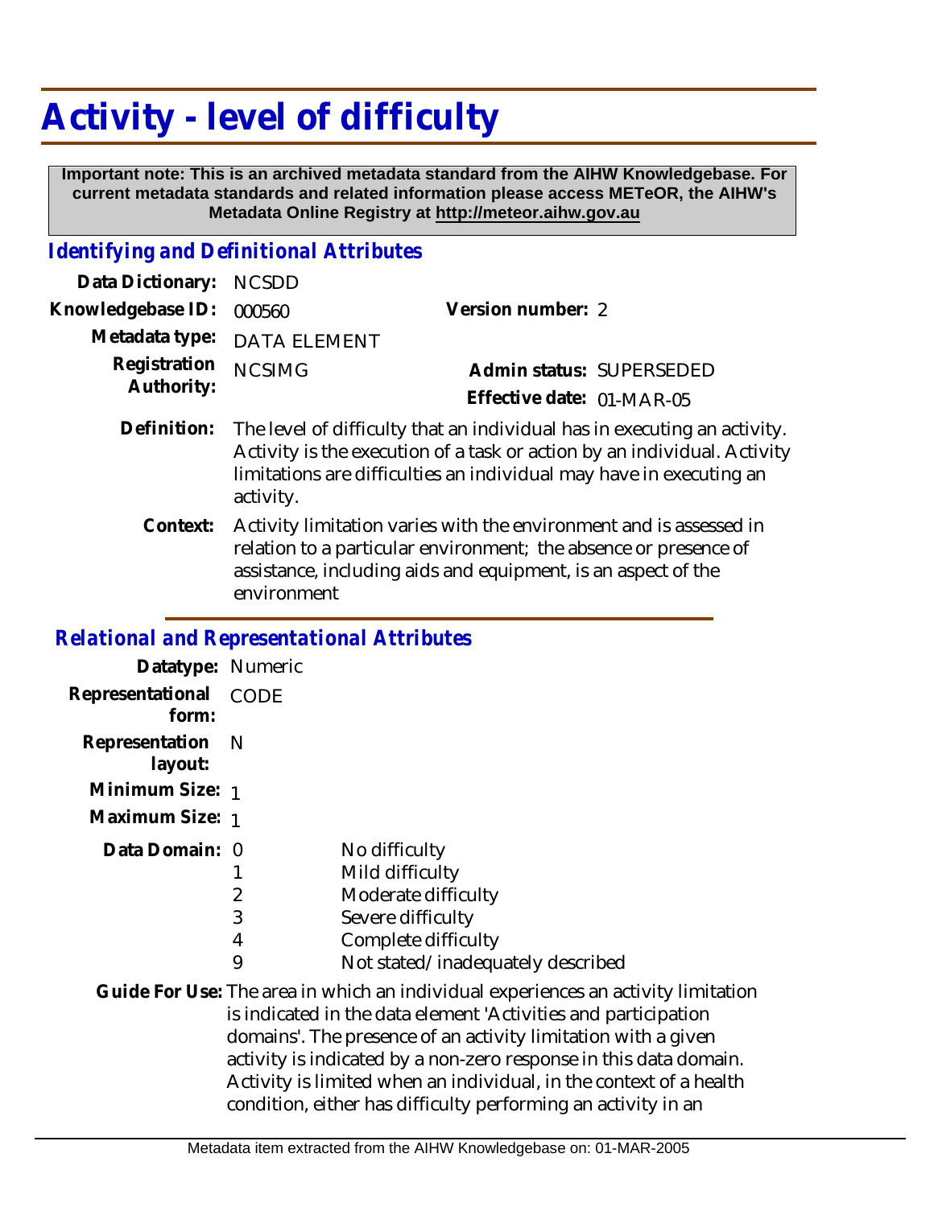# Activity - level of difficulty

**Important note: This is an archived metadata standard from the AIHW Knowledgebase. For current metadata standards and related information please access METeOR, the AIHW's Metadata Online Registry at http://meteor.aihw.gov.au**

### *Identifying and Definitional Attributes*

**Data Dictionary:** NCSDD

**Knowledgebase ID:** 000560

**Version number:** 2

**Metadata type:** DATA ELEMENT

**Registration Authority:** NCSIMG

**Admin status:** SUPERSEDED

**Effective date:** 01-MAR-05

**Definition:** The level of difficulty that an individual has in executing an activity. Activity is the execution of a task or action by an individual. Activity limitations are difficulties an individual may have in executing an activity.

**Context:** Activity limitation varies with the environment and is assessed in relation to a particular environment; the absence or presence of assistance, including aids and equipment, is an aspect of the environment

### *Relational and Representational Attributes*

**Datatype:** Numeric

**Representational form:** CODE

**Representation layout:** N

**Minimum Size:** 1

**Maximum Size:** 1

**Data Domain:**

| Code | Description |
|---|---|
| 0 | No difficulty |
| 1 | Mild difficulty |
| 2 | Moderate difficulty |
| 3 | Severe difficulty |
| 4 | Complete difficulty |
| 9 | Not stated/inadequately described |

**Guide For Use:** The area in which an individual experiences an activity limitation is indicated in the data element 'Activities and participation domains'. The presence of an activity limitation with a given activity is indicated by a non-zero response in this data domain. Activity is limited when an individual, in the context of a health condition, either has difficulty performing an activity in an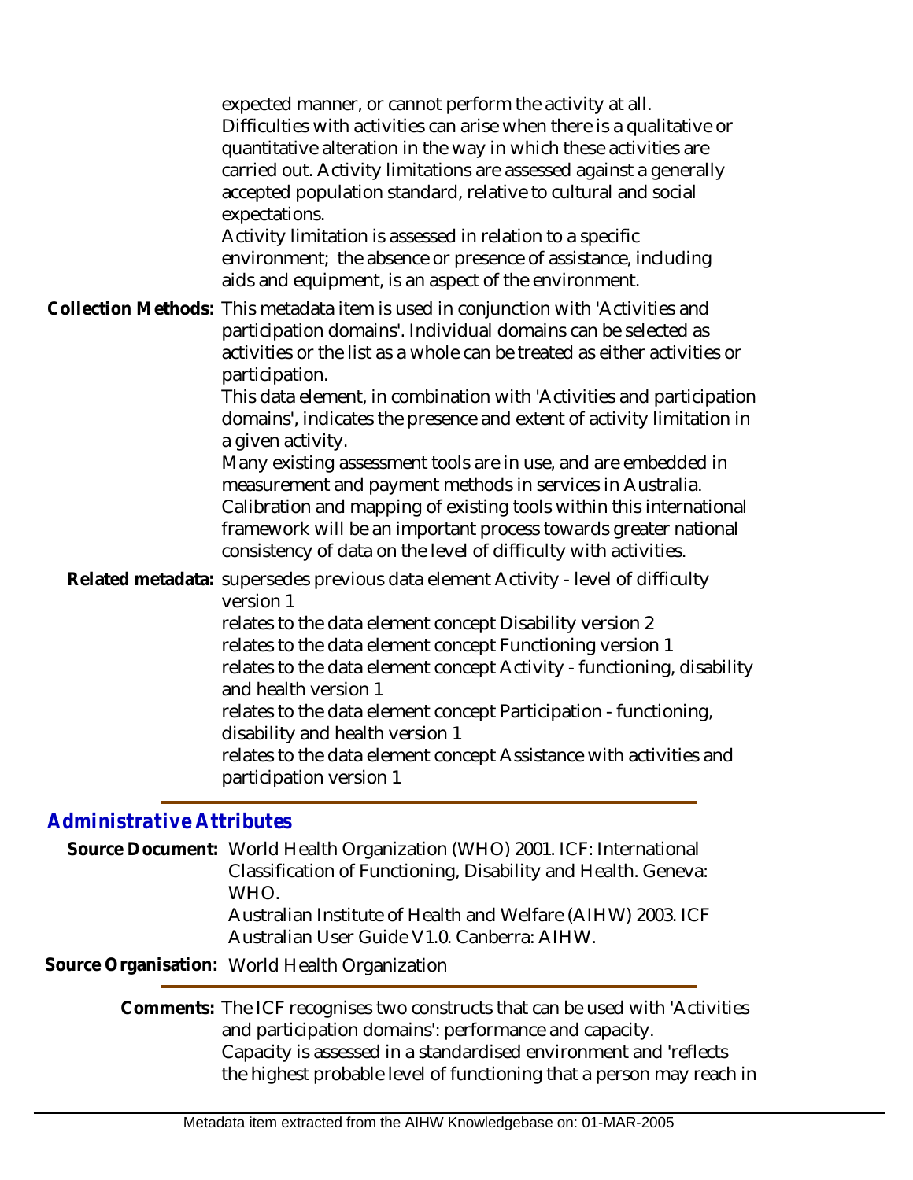expected manner, or cannot perform the activity at all. Difficulties with activities can arise when there is a qualitative or quantitative alteration in the way in which these activities are carried out. Activity limitations are assessed against a generally accepted population standard, relative to cultural and social expectations.

Activity limitation is assessed in relation to a specific environment; the absence or presence of assistance, including aids and equipment, is an aspect of the environment.

**Collection Methods:** This metadata item is used in conjunction with 'Activities and participation domains'. Individual domains can be selected as activities or the list as a whole can be treated as either activities or participation.

This data element, in combination with 'Activities and participation domains', indicates the presence and extent of activity limitation in a given activity.

Many existing assessment tools are in use, and are embedded in measurement and payment methods in services in Australia. Calibration and mapping of existing tools within this international framework will be an important process towards greater national consistency of data on the level of difficulty with activities.

**Related metadata:** supersedes previous data element Activity - level of difficulty version 1

relates to the data element concept Disability version 2

relates to the data element concept Functioning version 1

relates to the data element concept Activity - functioning, disability and health version 1

relates to the data element concept Participation - functioning, disability and health version 1

relates to the data element concept Assistance with activities and participation version 1

## *Administrative Attributes*

**Source Document:** World Health Organization (WHO) 2001. ICF: International Classification of Functioning, Disability and Health. Geneva: WHO.

Australian Institute of Health and Welfare (AIHW) 2003. ICF Australian User Guide V1.0. Canberra: AIHW.

**Source Organisation:** World Health Organization

**Comments:** The ICF recognises two constructs that can be used with 'Activities and participation domains': performance and capacity.

Capacity is assessed in a standardised environment and 'reflects the highest probable level of functioning that a person may reach in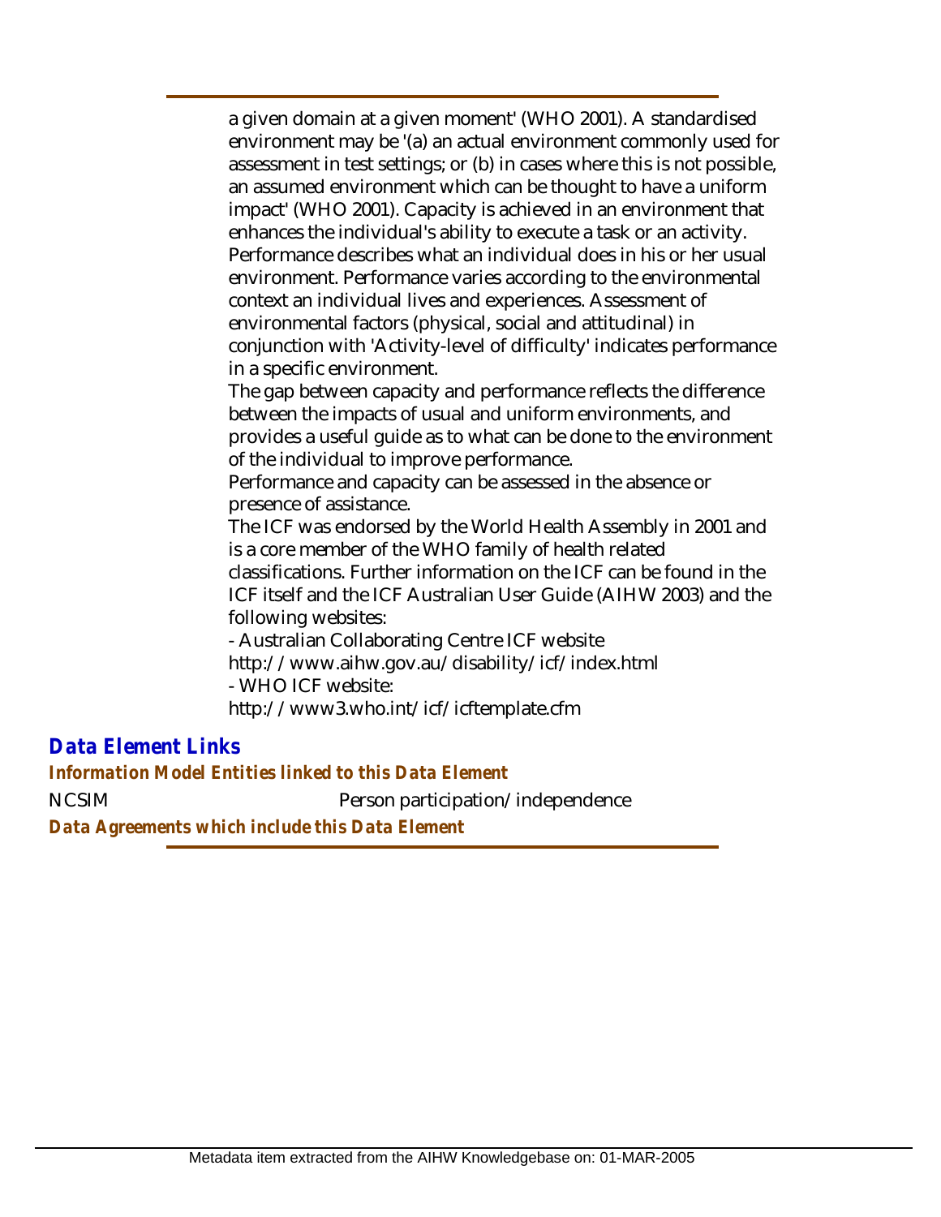a given domain at a given moment' (WHO 2001). A standardised environment may be '(a) an actual environment commonly used for assessment in test settings; or (b) in cases where this is not possible, an assumed environment which can be thought to have a uniform impact' (WHO 2001). Capacity is achieved in an environment that enhances the individual's ability to execute a task or an activity. Performance describes what an individual does in his or her usual environment. Performance varies according to the environmental context an individual lives and experiences. Assessment of environmental factors (physical, social and attitudinal) in conjunction with 'Activity-level of difficulty' indicates performance in a specific environment.

The gap between capacity and performance reflects the difference between the impacts of usual and uniform environments, and provides a useful guide as to what can be done to the environment of the individual to improve performance.

Performance and capacity can be assessed in the absence or presence of assistance.

The ICF was endorsed by the World Health Assembly in 2001 and is a core member of the WHO family of health related classifications. Further information on the ICF can be found in the ICF itself and the ICF Australian User Guide (AIHW 2003) and the following websites:

- Australian Collaborating Centre ICF website
http://www.aihw.gov.au/disability/icf/index.html
- WHO ICF website:
http://www3.who.int/icf/icftemplate.cfm

## Data Element Links

### Information Model Entities linked to this Data Element

| | |
|---|---|
| NCSIM | Person participation/independence |

### Data Agreements which include this Data Element